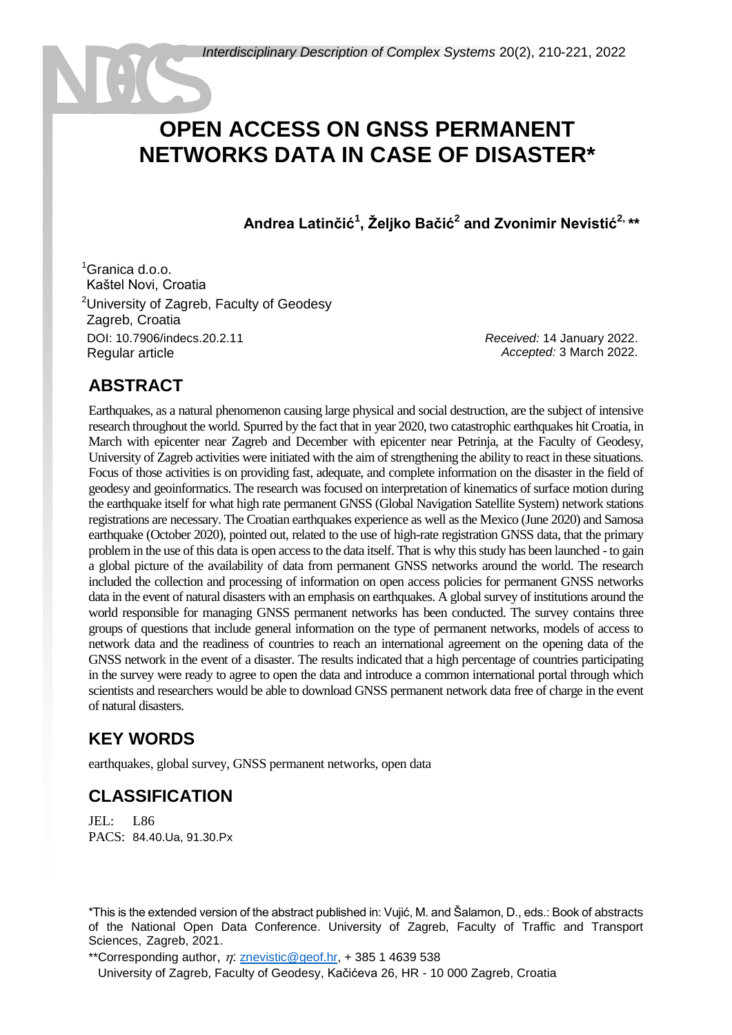# OPEN ACCESS ON GNSS PERMANENT NETWORKS DATA IN CASE OF DISASTER*

**Andrea Latinčić[1], Željko Bačić[2] and Zvonimir Nevistić[2, **]**

[1]Granica d.o.o.
Kaštel Novi, Croatia

[2]University of Zagreb, Faculty of Geodesy
Zagreb, Croatia

DOI: 10.7906/indecs.20.2.11
Regular article

*Received:* 14 January 2022.
*Accepted:* 3 March 2022.

## ABSTRACT

Earthquakes, as a natural phenomenon causing large physical and social destruction, are the subject of intensive research throughout the world. Spurred by the fact that in year 2020, two catastrophic earthquakes hit Croatia, in March with epicenter near Zagreb and December with epicenter near Petrinja, at the Faculty of Geodesy, University of Zagreb activities were initiated with the aim of strengthening the ability to react in these situations. Focus of those activities is on providing fast, adequate, and complete information on the disaster in the field of geodesy and geoinformatics. The research was focused on interpretation of kinematics of surface motion during the earthquake itself for what high rate permanent GNSS (Global Navigation Satellite System) network stations registrations are necessary. The Croatian earthquakes experience as well as the Mexico (June 2020) and Samosa earthquake (October 2020), pointed out, related to the use of high-rate registration GNSS data, that the primary problem in the use of this data is open access to the data itself. That is why this study has been launched - to gain a global picture of the availability of data from permanent GNSS networks around the world. The research included the collection and processing of information on open access policies for permanent GNSS networks data in the event of natural disasters with an emphasis on earthquakes. A global survey of institutions around the world responsible for managing GNSS permanent networks has been conducted. The survey contains three groups of questions that include general information on the type of permanent networks, models of access to network data and the readiness of countries to reach an international agreement on the opening data of the GNSS network in the event of a disaster. The results indicated that a high percentage of countries participating in the survey were ready to agree to open the data and introduce a common international portal through which scientists and researchers would be able to download GNSS permanent network data free of charge in the event of natural disasters.

## KEY WORDS

earthquakes, global survey, GNSS permanent networks, open data

## CLASSIFICATION

JEL: L86
PACS: 84.40.Ua, 91.30.Px

*This is the extended version of the abstract published in: Vujić, M. and Šalamon, D., eds.: Book of abstracts of the National Open Data Conference. University of Zagreb, Faculty of Traffic and Transport Sciences, Zagreb, 2021.

**Corresponding author, $\eta$: znevistic@geof.hr, + 385 1 4639 538
University of Zagreb, Faculty of Geodesy, Kačićeva 26, HR - 10 000 Zagreb, Croatia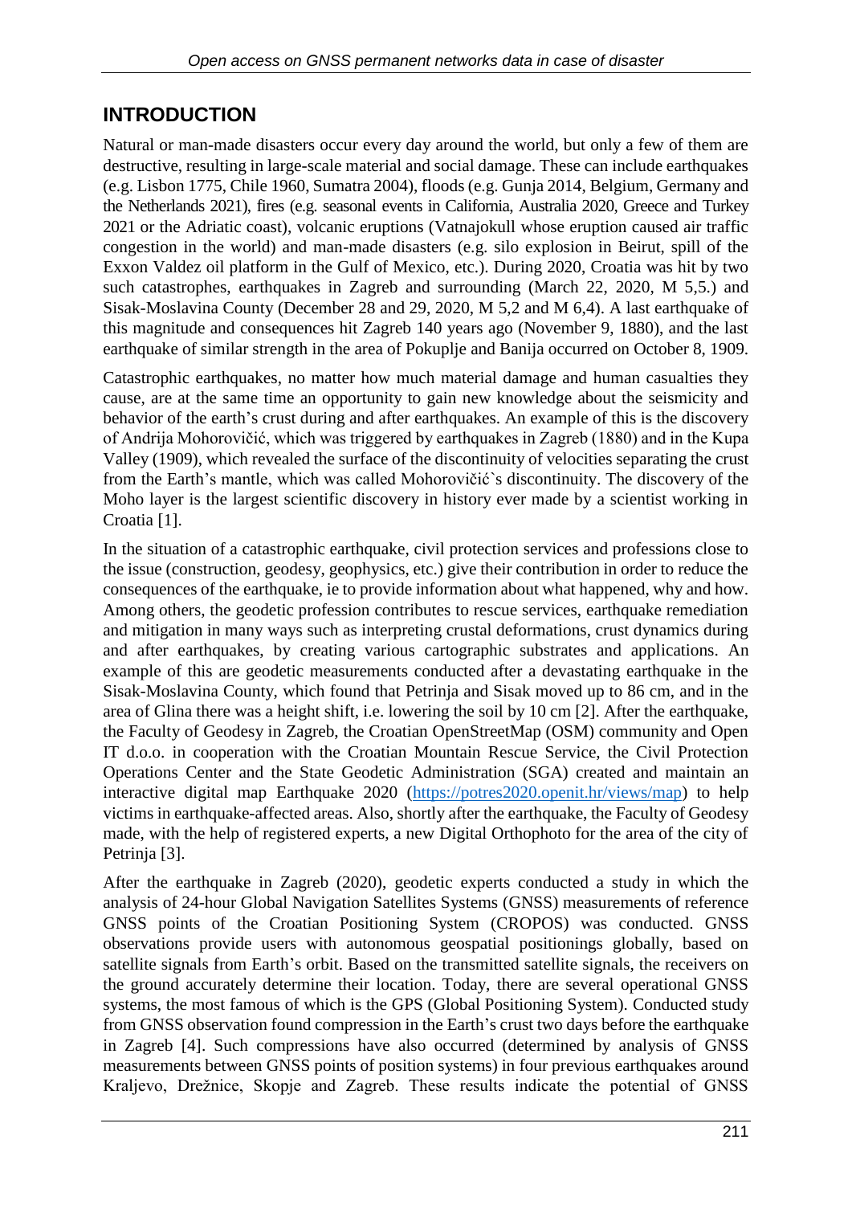## INTRODUCTION

Natural or man-made disasters occur every day around the world, but only a few of them are destructive, resulting in large-scale material and social damage. These can include earthquakes (e.g. Lisbon 1775, Chile 1960, Sumatra 2004), floods (e.g. Gunja 2014, Belgium, Germany and the Netherlands 2021), fires (e.g. seasonal events in California, Australia 2020, Greece and Turkey 2021 or the Adriatic coast), volcanic eruptions (Vatnajokull whose eruption caused air traffic congestion in the world) and man-made disasters (e.g. silo explosion in Beirut, spill of the Exxon Valdez oil platform in the Gulf of Mexico, etc.). During 2020, Croatia was hit by two such catastrophes, earthquakes in Zagreb and surrounding (March 22, 2020, M 5,5.) and Sisak-Moslavina County (December 28 and 29, 2020, M 5,2 and M 6,4). A last earthquake of this magnitude and consequences hit Zagreb 140 years ago (November 9, 1880), and the last earthquake of similar strength in the area of Pokuplje and Banija occurred on October 8, 1909.

Catastrophic earthquakes, no matter how much material damage and human casualties they cause, are at the same time an opportunity to gain new knowledge about the seismicity and behavior of the earth's crust during and after earthquakes. An example of this is the discovery of Andrija Mohorovičić, which was triggered by earthquakes in Zagreb (1880) and in the Kupa Valley (1909), which revealed the surface of the discontinuity of velocities separating the crust from the Earth's mantle, which was called Mohorovičić`s discontinuity. The discovery of the Moho layer is the largest scientific discovery in history ever made by a scientist working in Croatia [1].

In the situation of a catastrophic earthquake, civil protection services and professions close to the issue (construction, geodesy, geophysics, etc.) give their contribution in order to reduce the consequences of the earthquake, ie to provide information about what happened, why and how. Among others, the geodetic profession contributes to rescue services, earthquake remediation and mitigation in many ways such as interpreting crustal deformations, crust dynamics during and after earthquakes, by creating various cartographic substrates and applications. An example of this are geodetic measurements conducted after a devastating earthquake in the Sisak-Moslavina County, which found that Petrinja and Sisak moved up to 86 cm, and in the area of Glina there was a height shift, i.e. lowering the soil by 10 cm [2]. After the earthquake, the Faculty of Geodesy in Zagreb, the Croatian OpenStreetMap (OSM) community and Open IT d.o.o. in cooperation with the Croatian Mountain Rescue Service, the Civil Protection Operations Center and the State Geodetic Administration (SGA) created and maintain an interactive digital map Earthquake 2020 (https://potres2020.openit.hr/views/map) to help victims in earthquake-affected areas. Also, shortly after the earthquake, the Faculty of Geodesy made, with the help of registered experts, a new Digital Orthophoto for the area of the city of Petrinja [3].

After the earthquake in Zagreb (2020), geodetic experts conducted a study in which the analysis of 24-hour Global Navigation Satellites Systems (GNSS) measurements of reference GNSS points of the Croatian Positioning System (CROPOS) was conducted. GNSS observations provide users with autonomous geospatial positionings globally, based on satellite signals from Earth's orbit. Based on the transmitted satellite signals, the receivers on the ground accurately determine their location. Today, there are several operational GNSS systems, the most famous of which is the GPS (Global Positioning System). Conducted study from GNSS observation found compression in the Earth's crust two days before the earthquake in Zagreb [4]. Such compressions have also occurred (determined by analysis of GNSS measurements between GNSS points of position systems) in four previous earthquakes around Kraljevo, Drežnice, Skopje and Zagreb. These results indicate the potential of GNSS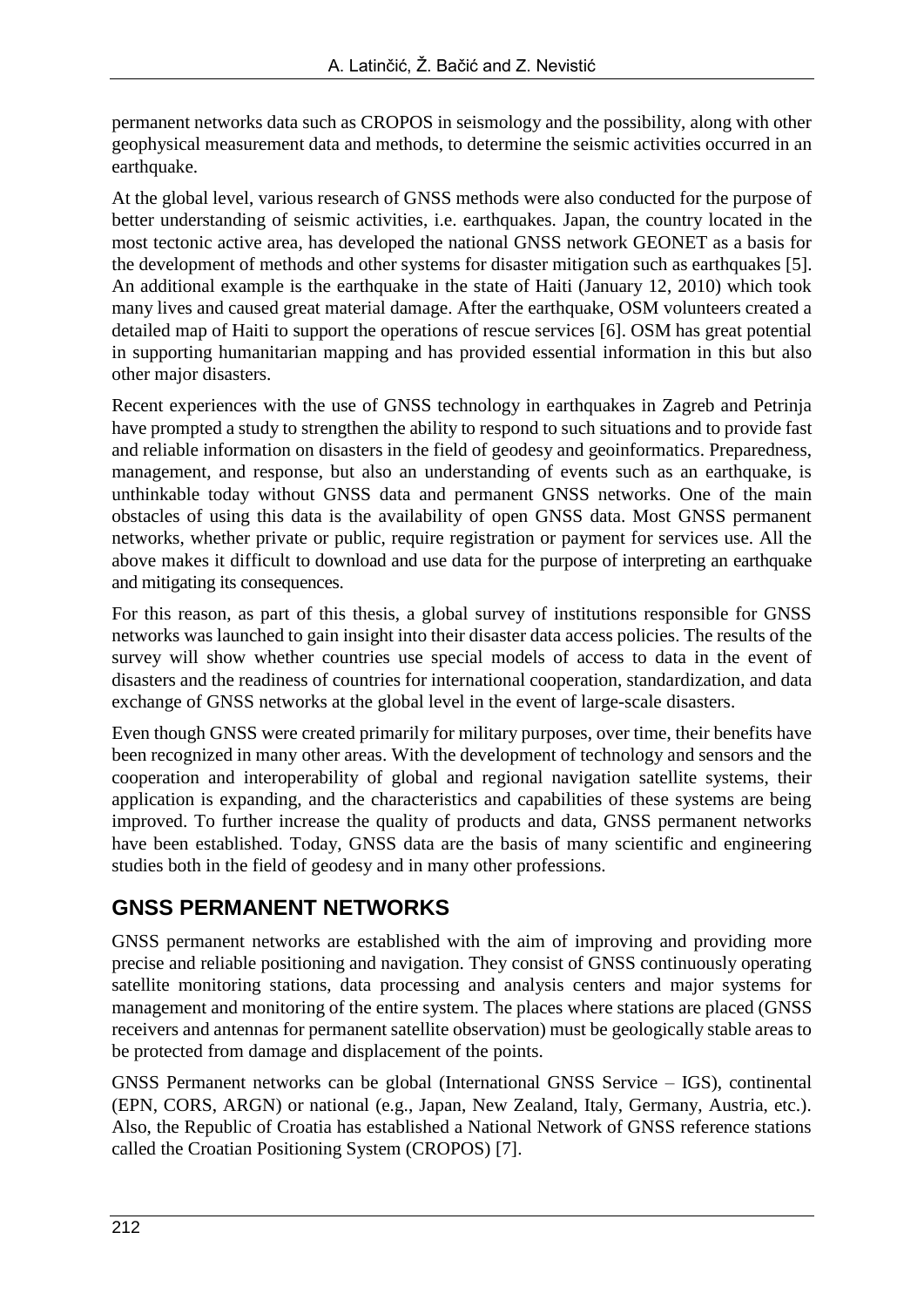permanent networks data such as CROPOS in seismology and the possibility, along with other geophysical measurement data and methods, to determine the seismic activities occurred in an earthquake.

At the global level, various research of GNSS methods were also conducted for the purpose of better understanding of seismic activities, i.e. earthquakes. Japan, the country located in the most tectonic active area, has developed the national GNSS network GEONET as a basis for the development of methods and other systems for disaster mitigation such as earthquakes [5]. An additional example is the earthquake in the state of Haiti (January 12, 2010) which took many lives and caused great material damage. After the earthquake, OSM volunteers created a detailed map of Haiti to support the operations of rescue services [6]. OSM has great potential in supporting humanitarian mapping and has provided essential information in this but also other major disasters.

Recent experiences with the use of GNSS technology in earthquakes in Zagreb and Petrinja have prompted a study to strengthen the ability to respond to such situations and to provide fast and reliable information on disasters in the field of geodesy and geoinformatics. Preparedness, management, and response, but also an understanding of events such as an earthquake, is unthinkable today without GNSS data and permanent GNSS networks. One of the main obstacles of using this data is the availability of open GNSS data. Most GNSS permanent networks, whether private or public, require registration or payment for services use. All the above makes it difficult to download and use data for the purpose of interpreting an earthquake and mitigating its consequences.

For this reason, as part of this thesis, a global survey of institutions responsible for GNSS networks was launched to gain insight into their disaster data access policies. The results of the survey will show whether countries use special models of access to data in the event of disasters and the readiness of countries for international cooperation, standardization, and data exchange of GNSS networks at the global level in the event of large-scale disasters.

Even though GNSS were created primarily for military purposes, over time, their benefits have been recognized in many other areas. With the development of technology and sensors and the cooperation and interoperability of global and regional navigation satellite systems, their application is expanding, and the characteristics and capabilities of these systems are being improved. To further increase the quality of products and data, GNSS permanent networks have been established. Today, GNSS data are the basis of many scientific and engineering studies both in the field of geodesy and in many other professions.

## GNSS PERMANENT NETWORKS

GNSS permanent networks are established with the aim of improving and providing more precise and reliable positioning and navigation. They consist of GNSS continuously operating satellite monitoring stations, data processing and analysis centers and major systems for management and monitoring of the entire system. The places where stations are placed (GNSS receivers and antennas for permanent satellite observation) must be geologically stable areas to be protected from damage and displacement of the points.

GNSS Permanent networks can be global (International GNSS Service – IGS), continental (EPN, CORS, ARGN) or national (e.g., Japan, New Zealand, Italy, Germany, Austria, etc.). Also, the Republic of Croatia has established a National Network of GNSS reference stations called the Croatian Positioning System (CROPOS) [7].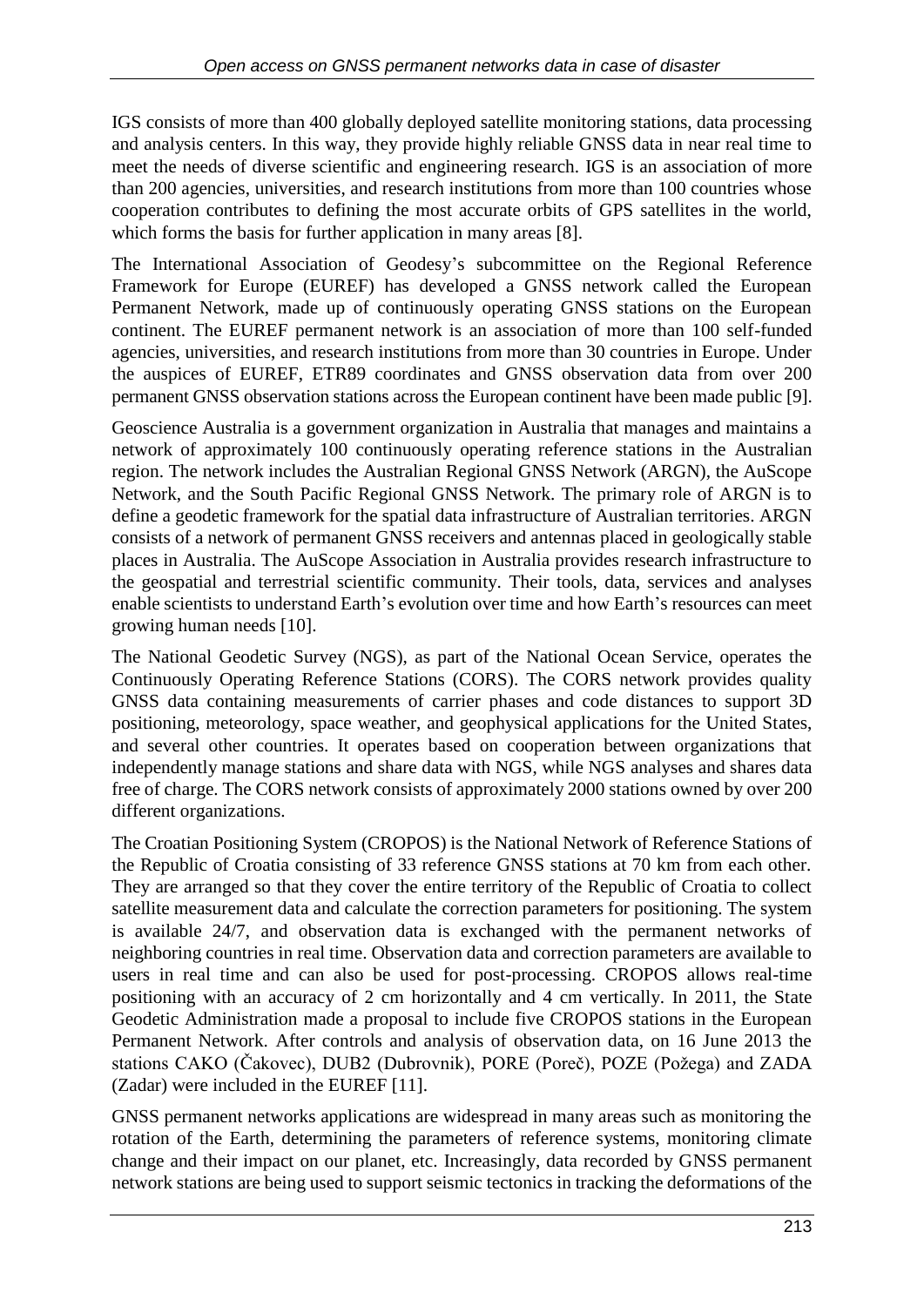IGS consists of more than 400 globally deployed satellite monitoring stations, data processing and analysis centers. In this way, they provide highly reliable GNSS data in near real time to meet the needs of diverse scientific and engineering research. IGS is an association of more than 200 agencies, universities, and research institutions from more than 100 countries whose cooperation contributes to defining the most accurate orbits of GPS satellites in the world, which forms the basis for further application in many areas [8].

The International Association of Geodesy's subcommittee on the Regional Reference Framework for Europe (EUREF) has developed a GNSS network called the European Permanent Network, made up of continuously operating GNSS stations on the European continent. The EUREF permanent network is an association of more than 100 self-funded agencies, universities, and research institutions from more than 30 countries in Europe. Under the auspices of EUREF, ETR89 coordinates and GNSS observation data from over 200 permanent GNSS observation stations across the European continent have been made public [9].

Geoscience Australia is a government organization in Australia that manages and maintains a network of approximately 100 continuously operating reference stations in the Australian region. The network includes the Australian Regional GNSS Network (ARGN), the AuScope Network, and the South Pacific Regional GNSS Network. The primary role of ARGN is to define a geodetic framework for the spatial data infrastructure of Australian territories. ARGN consists of a network of permanent GNSS receivers and antennas placed in geologically stable places in Australia. The AuScope Association in Australia provides research infrastructure to the geospatial and terrestrial scientific community. Their tools, data, services and analyses enable scientists to understand Earth's evolution over time and how Earth's resources can meet growing human needs [10].

The National Geodetic Survey (NGS), as part of the National Ocean Service, operates the Continuously Operating Reference Stations (CORS). The CORS network provides quality GNSS data containing measurements of carrier phases and code distances to support 3D positioning, meteorology, space weather, and geophysical applications for the United States, and several other countries. It operates based on cooperation between organizations that independently manage stations and share data with NGS, while NGS analyses and shares data free of charge. The CORS network consists of approximately 2000 stations owned by over 200 different organizations.

The Croatian Positioning System (CROPOS) is the National Network of Reference Stations of the Republic of Croatia consisting of 33 reference GNSS stations at 70 km from each other. They are arranged so that they cover the entire territory of the Republic of Croatia to collect satellite measurement data and calculate the correction parameters for positioning. The system is available 24/7, and observation data is exchanged with the permanent networks of neighboring countries in real time. Observation data and correction parameters are available to users in real time and can also be used for post-processing. CROPOS allows real-time positioning with an accuracy of 2 cm horizontally and 4 cm vertically. In 2011, the State Geodetic Administration made a proposal to include five CROPOS stations in the European Permanent Network. After controls and analysis of observation data, on 16 June 2013 the stations CAKO (Čakovec), DUB2 (Dubrovnik), PORE (Poreč), POZE (Požega) and ZADA (Zadar) were included in the EUREF [11].

GNSS permanent networks applications are widespread in many areas such as monitoring the rotation of the Earth, determining the parameters of reference systems, monitoring climate change and their impact on our planet, etc. Increasingly, data recorded by GNSS permanent network stations are being used to support seismic tectonics in tracking the deformations of the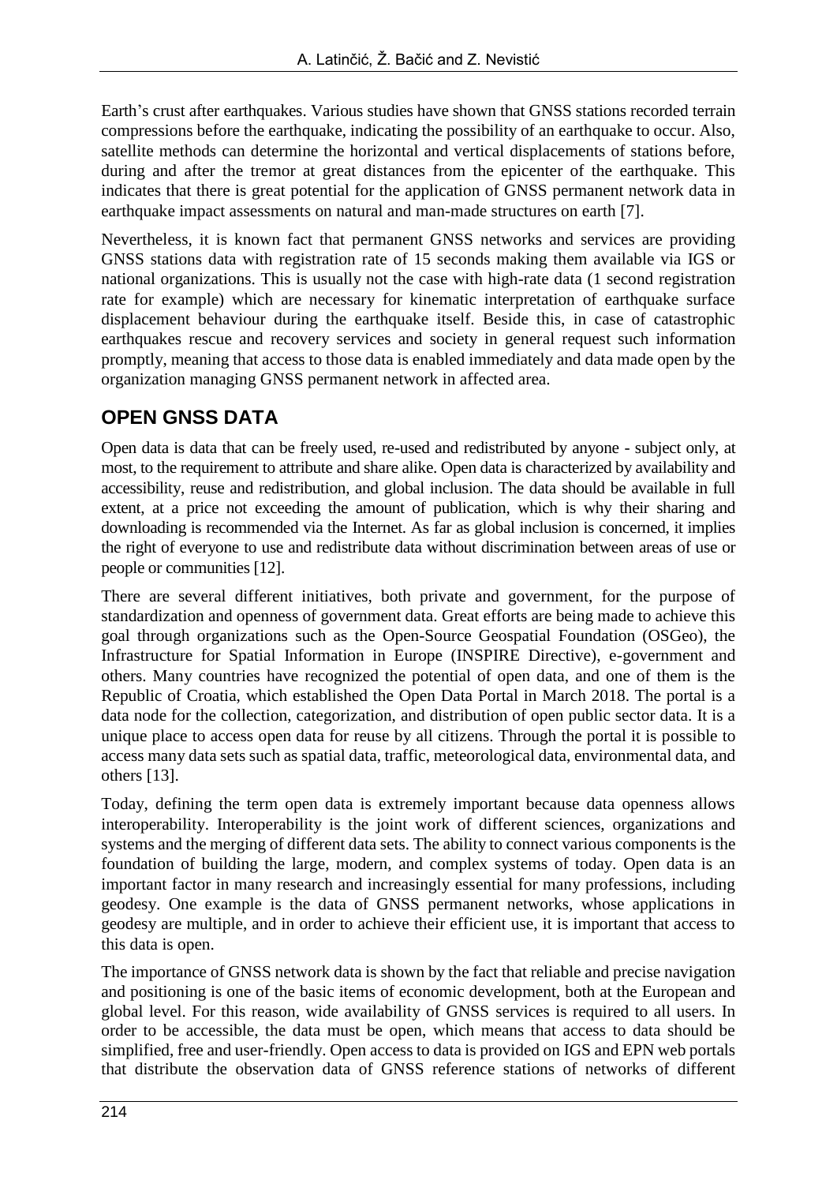Earth's crust after earthquakes. Various studies have shown that GNSS stations recorded terrain compressions before the earthquake, indicating the possibility of an earthquake to occur. Also, satellite methods can determine the horizontal and vertical displacements of stations before, during and after the tremor at great distances from the epicenter of the earthquake. This indicates that there is great potential for the application of GNSS permanent network data in earthquake impact assessments on natural and man-made structures on earth [7].

Nevertheless, it is known fact that permanent GNSS networks and services are providing GNSS stations data with registration rate of 15 seconds making them available via IGS or national organizations. This is usually not the case with high-rate data (1 second registration rate for example) which are necessary for kinematic interpretation of earthquake surface displacement behaviour during the earthquake itself. Beside this, in case of catastrophic earthquakes rescue and recovery services and society in general request such information promptly, meaning that access to those data is enabled immediately and data made open by the organization managing GNSS permanent network in affected area.

## OPEN GNSS DATA

Open data is data that can be freely used, re-used and redistributed by anyone - subject only, at most, to the requirement to attribute and share alike. Open data is characterized by availability and accessibility, reuse and redistribution, and global inclusion. The data should be available in full extent, at a price not exceeding the amount of publication, which is why their sharing and downloading is recommended via the Internet. As far as global inclusion is concerned, it implies the right of everyone to use and redistribute data without discrimination between areas of use or people or communities [12].

There are several different initiatives, both private and government, for the purpose of standardization and openness of government data. Great efforts are being made to achieve this goal through organizations such as the Open-Source Geospatial Foundation (OSGeo), the Infrastructure for Spatial Information in Europe (INSPIRE Directive), e-government and others. Many countries have recognized the potential of open data, and one of them is the Republic of Croatia, which established the Open Data Portal in March 2018. The portal is a data node for the collection, categorization, and distribution of open public sector data. It is a unique place to access open data for reuse by all citizens. Through the portal it is possible to access many data sets such as spatial data, traffic, meteorological data, environmental data, and others [13].

Today, defining the term open data is extremely important because data openness allows interoperability. Interoperability is the joint work of different sciences, organizations and systems and the merging of different data sets. The ability to connect various components is the foundation of building the large, modern, and complex systems of today. Open data is an important factor in many research and increasingly essential for many professions, including geodesy. One example is the data of GNSS permanent networks, whose applications in geodesy are multiple, and in order to achieve their efficient use, it is important that access to this data is open.

The importance of GNSS network data is shown by the fact that reliable and precise navigation and positioning is one of the basic items of economic development, both at the European and global level. For this reason, wide availability of GNSS services is required to all users. In order to be accessible, the data must be open, which means that access to data should be simplified, free and user-friendly. Open access to data is provided on IGS and EPN web portals that distribute the observation data of GNSS reference stations of networks of different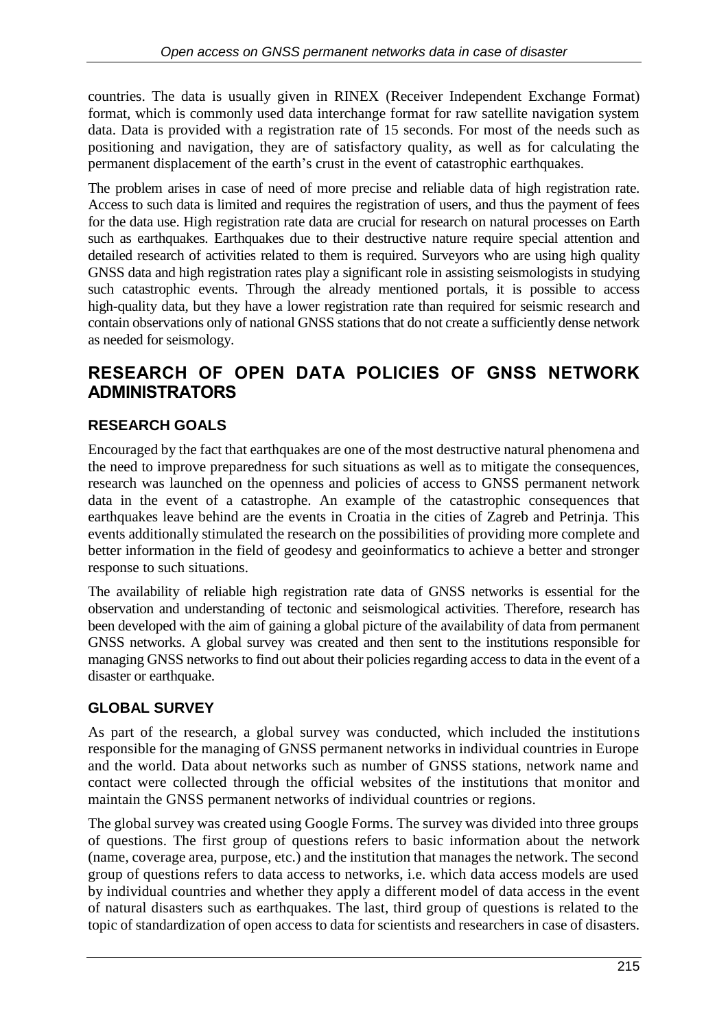countries. The data is usually given in RINEX (Receiver Independent Exchange Format) format, which is commonly used data interchange format for raw satellite navigation system data. Data is provided with a registration rate of 15 seconds. For most of the needs such as positioning and navigation, they are of satisfactory quality, as well as for calculating the permanent displacement of the earth's crust in the event of catastrophic earthquakes.

The problem arises in case of need of more precise and reliable data of high registration rate. Access to such data is limited and requires the registration of users, and thus the payment of fees for the data use. High registration rate data are crucial for research on natural processes on Earth such as earthquakes. Earthquakes due to their destructive nature require special attention and detailed research of activities related to them is required. Surveyors who are using high quality GNSS data and high registration rates play a significant role in assisting seismologists in studying such catastrophic events. Through the already mentioned portals, it is possible to access high-quality data, but they have a lower registration rate than required for seismic research and contain observations only of national GNSS stations that do not create a sufficiently dense network as needed for seismology.

## RESEARCH OF OPEN DATA POLICIES OF GNSS NETWORK ADMINISTRATORS

### RESEARCH GOALS

Encouraged by the fact that earthquakes are one of the most destructive natural phenomena and the need to improve preparedness for such situations as well as to mitigate the consequences, research was launched on the openness and policies of access to GNSS permanent network data in the event of a catastrophe. An example of the catastrophic consequences that earthquakes leave behind are the events in Croatia in the cities of Zagreb and Petrinja. This events additionally stimulated the research on the possibilities of providing more complete and better information in the field of geodesy and geoinformatics to achieve a better and stronger response to such situations.

The availability of reliable high registration rate data of GNSS networks is essential for the observation and understanding of tectonic and seismological activities. Therefore, research has been developed with the aim of gaining a global picture of the availability of data from permanent GNSS networks. A global survey was created and then sent to the institutions responsible for managing GNSS networks to find out about their policies regarding access to data in the event of a disaster or earthquake.

### GLOBAL SURVEY

As part of the research, a global survey was conducted, which included the institutions responsible for the managing of GNSS permanent networks in individual countries in Europe and the world. Data about networks such as number of GNSS stations, network name and contact were collected through the official websites of the institutions that monitor and maintain the GNSS permanent networks of individual countries or regions.

The global survey was created using Google Forms. The survey was divided into three groups of questions. The first group of questions refers to basic information about the network (name, coverage area, purpose, etc.) and the institution that manages the network. The second group of questions refers to data access to networks, i.e. which data access models are used by individual countries and whether they apply a different model of data access in the event of natural disasters such as earthquakes. The last, third group of questions is related to the topic of standardization of open access to data for scientists and researchers in case of disasters.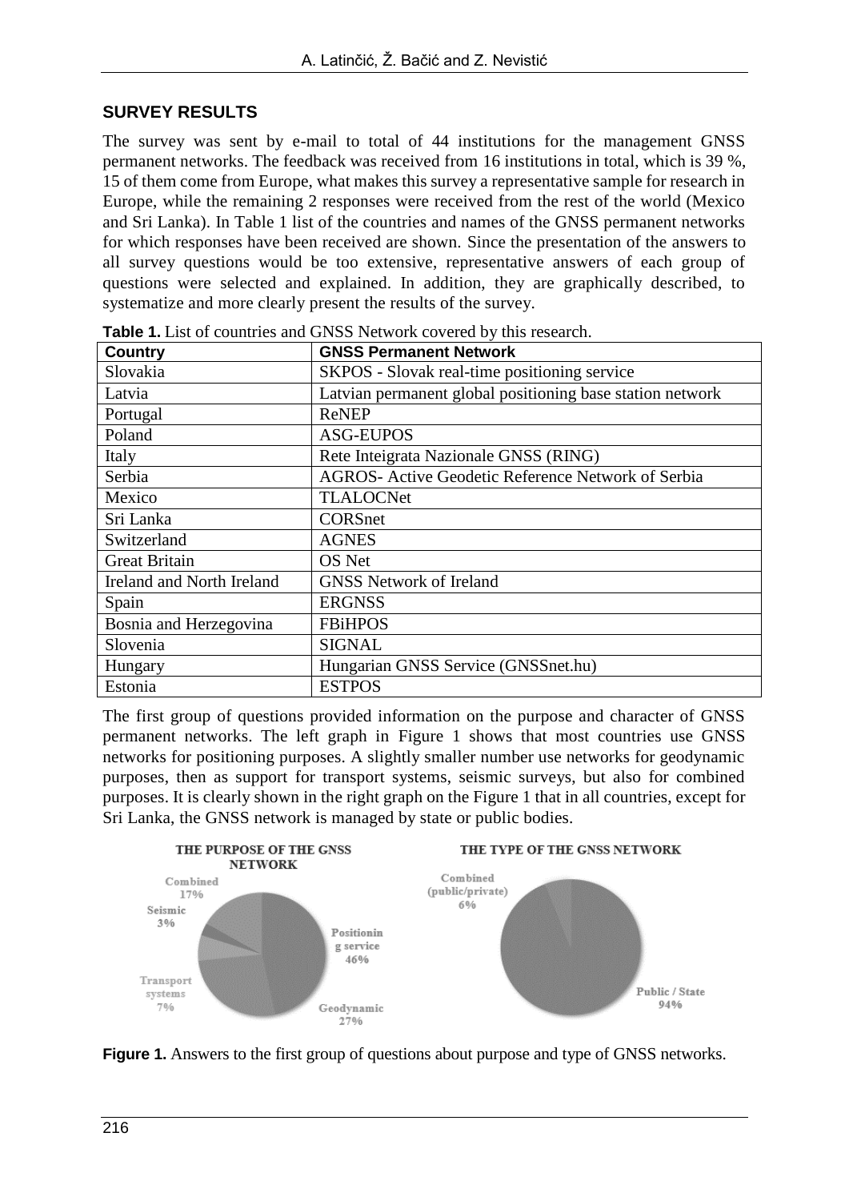## SURVEY RESULTS

The survey was sent by e-mail to total of 44 institutions for the management GNSS permanent networks. The feedback was received from 16 institutions in total, which is 39 %, 15 of them come from Europe, what makes this survey a representative sample for research in Europe, while the remaining 2 responses were received from the rest of the world (Mexico and Sri Lanka). In Table 1 list of the countries and names of the GNSS permanent networks for which responses have been received are shown. Since the presentation of the answers to all survey questions would be too extensive, representative answers of each group of questions were selected and explained. In addition, they are graphically described, to systematize and more clearly present the results of the survey.

**Table 1.** List of countries and GNSS Network covered by this research.

| Country | GNSS Permanent Network |
|---|---|
| Slovakia | SKPOS - Slovak real-time positioning service |
| Latvia | Latvian permanent global positioning base station network |
| Portugal | ReNEP |
| Poland | ASG-EUPOS |
| Italy | Rete Inteigrata Nazionale GNSS (RING) |
| Serbia | AGROS- Active Geodetic Reference Network of Serbia |
| Mexico | TLALOCNet |
| Sri Lanka | CORSnet |
| Switzerland | AGNES |
| Great Britain | OS Net |
| Ireland and North Ireland | GNSS Network of Ireland |
| Spain | ERGNSS |
| Bosnia and Herzegovina | FBiHPOS |
| Slovenia | SIGNAL |
| Hungary | Hungarian GNSS Service (GNSSnet.hu) |
| Estonia | ESTPOS |

The first group of questions provided information on the purpose and character of GNSS permanent networks. The left graph in Figure 1 shows that most countries use GNSS networks for positioning purposes. A slightly smaller number use networks for geodynamic purposes, then as support for transport systems, seismic surveys, but also for combined purposes. It is clearly shown in the right graph on the Figure 1 that in all countries, except for Sri Lanka, the GNSS network is managed by state or public bodies.

THE PURPOSE OF THE GNSS NETWORK: Positioning service 46%, Geodynamic 27%, Transport systems 7%, Seismic 3%, Combined 17%

THE TYPE OF THE GNSS NETWORK: Public / State 94%, Combined (public/private) 6%

**Figure 1.** Answers to the first group of questions about purpose and type of GNSS networks.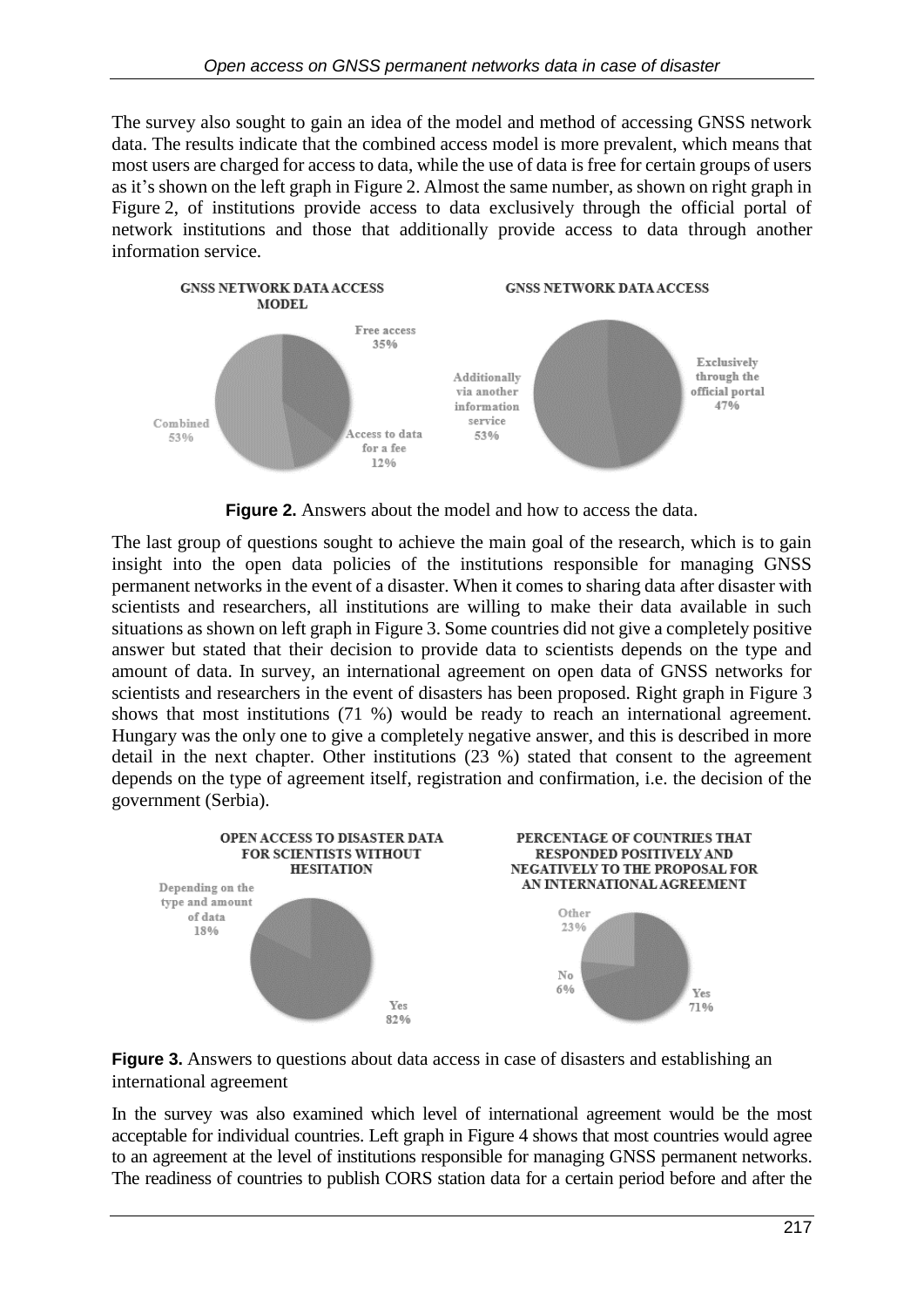The survey also sought to gain an idea of the model and method of accessing GNSS network data. The results indicate that the combined access model is more prevalent, which means that most users are charged for access to data, while the use of data is free for certain groups of users as it's shown on the left graph in Figure 2. Almost the same number, as shown on right graph in Figure 2, of institutions provide access to data exclusively through the official portal of network institutions and those that additionally provide access to data through another information service.

**Figure 2.** Answers about the model and how to access the data.

The last group of questions sought to achieve the main goal of the research, which is to gain insight into the open data policies of the institutions responsible for managing GNSS permanent networks in the event of a disaster. When it comes to sharing data after disaster with scientists and researchers, all institutions are willing to make their data available in such situations as shown on left graph in Figure 3. Some countries did not give a completely positive answer but stated that their decision to provide data to scientists depends on the type and amount of data. In survey, an international agreement on open data of GNSS networks for scientists and researchers in the event of disasters has been proposed. Right graph in Figure 3 shows that most institutions (71 %) would be ready to reach an international agreement. Hungary was the only one to give a completely negative answer, and this is described in more detail in the next chapter. Other institutions (23 %) stated that consent to the agreement depends on the type of agreement itself, registration and confirmation, i.e. the decision of the government (Serbia).

**Figure 3.** Answers to questions about data access in case of disasters and establishing an international agreement

In the survey was also examined which level of international agreement would be the most acceptable for individual countries. Left graph in Figure 4 shows that most countries would agree to an agreement at the level of institutions responsible for managing GNSS permanent networks. The readiness of countries to publish CORS station data for a certain period before and after the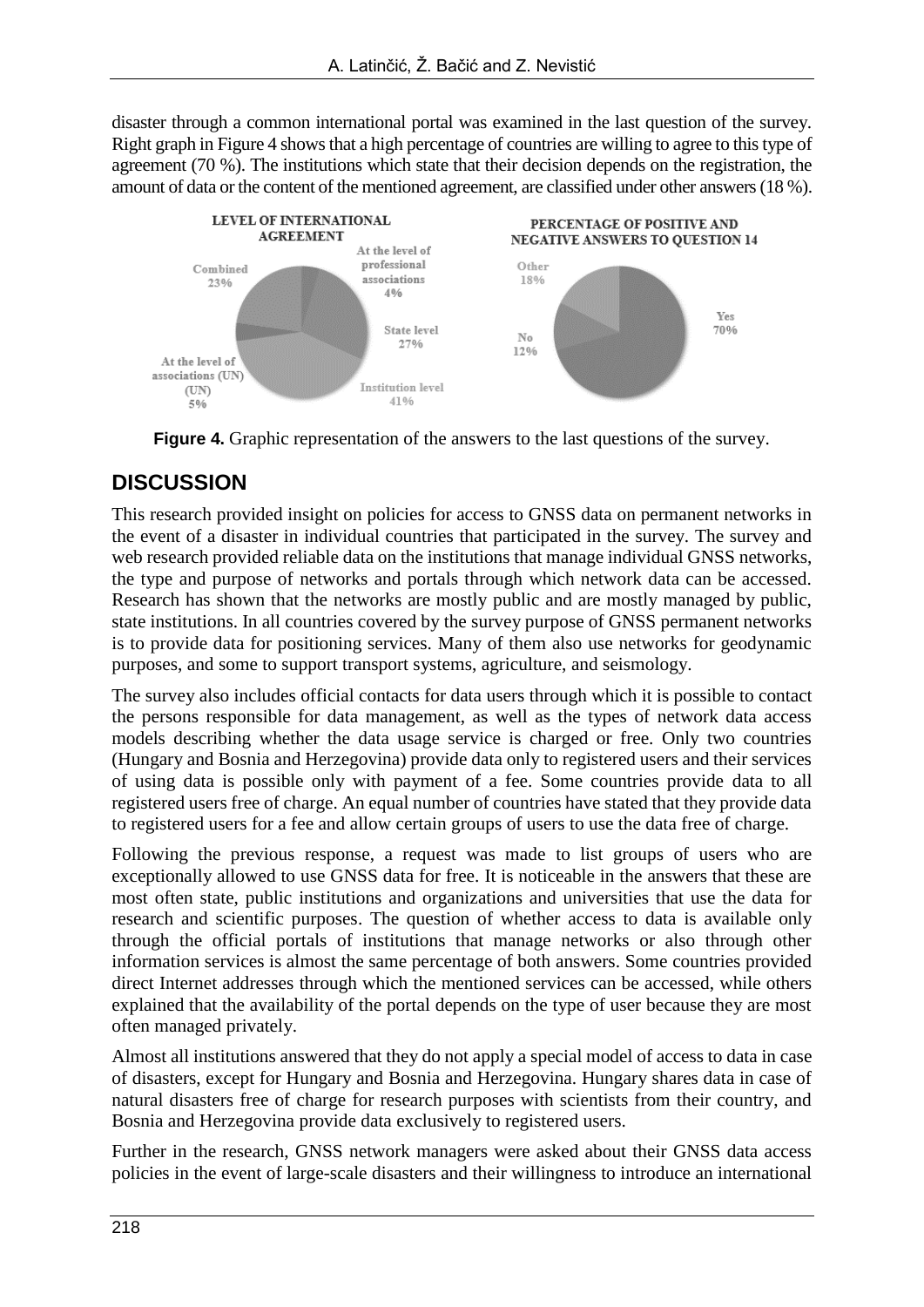disaster through a common international portal was examined in the last question of the survey. Right graph in Figure 4 shows that a high percentage of countries are willing to agree to this type of agreement (70 %). The institutions which state that their decision depends on the registration, the amount of data or the content of the mentioned agreement, are classified under other answers (18 %).

**Figure 4.** Graphic representation of the answers to the last questions of the survey.

## DISCUSSION

This research provided insight on policies for access to GNSS data on permanent networks in the event of a disaster in individual countries that participated in the survey. The survey and web research provided reliable data on the institutions that manage individual GNSS networks, the type and purpose of networks and portals through which network data can be accessed. Research has shown that the networks are mostly public and are mostly managed by public, state institutions. In all countries covered by the survey purpose of GNSS permanent networks is to provide data for positioning services. Many of them also use networks for geodynamic purposes, and some to support transport systems, agriculture, and seismology.

The survey also includes official contacts for data users through which it is possible to contact the persons responsible for data management, as well as the types of network data access models describing whether the data usage service is charged or free. Only two countries (Hungary and Bosnia and Herzegovina) provide data only to registered users and their services of using data is possible only with payment of a fee. Some countries provide data to all registered users free of charge. An equal number of countries have stated that they provide data to registered users for a fee and allow certain groups of users to use the data free of charge.

Following the previous response, a request was made to list groups of users who are exceptionally allowed to use GNSS data for free. It is noticeable in the answers that these are most often state, public institutions and organizations and universities that use the data for research and scientific purposes. The question of whether access to data is available only through the official portals of institutions that manage networks or also through other information services is almost the same percentage of both answers. Some countries provided direct Internet addresses through which the mentioned services can be accessed, while others explained that the availability of the portal depends on the type of user because they are most often managed privately.

Almost all institutions answered that they do not apply a special model of access to data in case of disasters, except for Hungary and Bosnia and Herzegovina. Hungary shares data in case of natural disasters free of charge for research purposes with scientists from their country, and Bosnia and Herzegovina provide data exclusively to registered users.

Further in the research, GNSS network managers were asked about their GNSS data access policies in the event of large-scale disasters and their willingness to introduce an international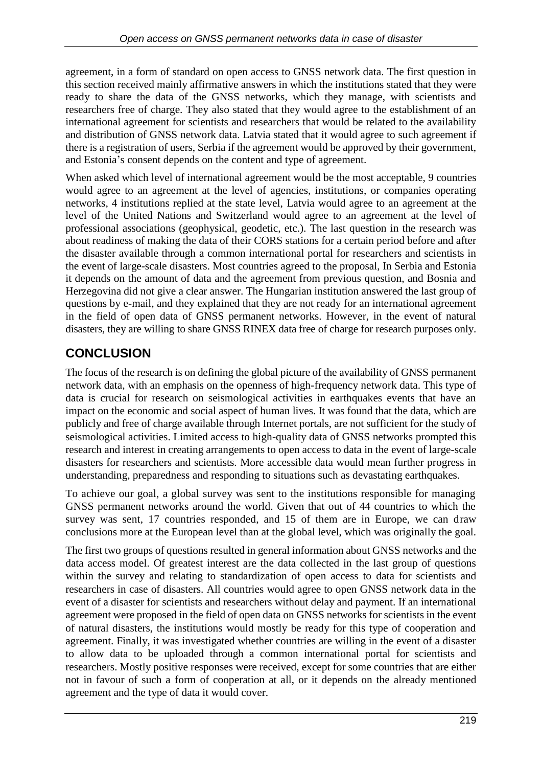agreement, in a form of standard on open access to GNSS network data. The first question in this section received mainly affirmative answers in which the institutions stated that they were ready to share the data of the GNSS networks, which they manage, with scientists and researchers free of charge. They also stated that they would agree to the establishment of an international agreement for scientists and researchers that would be related to the availability and distribution of GNSS network data. Latvia stated that it would agree to such agreement if there is a registration of users, Serbia if the agreement would be approved by their government, and Estonia's consent depends on the content and type of agreement.

When asked which level of international agreement would be the most acceptable, 9 countries would agree to an agreement at the level of agencies, institutions, or companies operating networks, 4 institutions replied at the state level, Latvia would agree to an agreement at the level of the United Nations and Switzerland would agree to an agreement at the level of professional associations (geophysical, geodetic, etc.). The last question in the research was about readiness of making the data of their CORS stations for a certain period before and after the disaster available through a common international portal for researchers and scientists in the event of large-scale disasters. Most countries agreed to the proposal, In Serbia and Estonia it depends on the amount of data and the agreement from previous question, and Bosnia and Herzegovina did not give a clear answer. The Hungarian institution answered the last group of questions by e-mail, and they explained that they are not ready for an international agreement in the field of open data of GNSS permanent networks. However, in the event of natural disasters, they are willing to share GNSS RINEX data free of charge for research purposes only.

## CONCLUSION

The focus of the research is on defining the global picture of the availability of GNSS permanent network data, with an emphasis on the openness of high-frequency network data. This type of data is crucial for research on seismological activities in earthquakes events that have an impact on the economic and social aspect of human lives. It was found that the data, which are publicly and free of charge available through Internet portals, are not sufficient for the study of seismological activities. Limited access to high-quality data of GNSS networks prompted this research and interest in creating arrangements to open access to data in the event of large-scale disasters for researchers and scientists. More accessible data would mean further progress in understanding, preparedness and responding to situations such as devastating earthquakes.

To achieve our goal, a global survey was sent to the institutions responsible for managing GNSS permanent networks around the world. Given that out of 44 countries to which the survey was sent, 17 countries responded, and 15 of them are in Europe, we can draw conclusions more at the European level than at the global level, which was originally the goal.

The first two groups of questions resulted in general information about GNSS networks and the data access model. Of greatest interest are the data collected in the last group of questions within the survey and relating to standardization of open access to data for scientists and researchers in case of disasters. All countries would agree to open GNSS network data in the event of a disaster for scientists and researchers without delay and payment. If an international agreement were proposed in the field of open data on GNSS networks for scientists in the event of natural disasters, the institutions would mostly be ready for this type of cooperation and agreement. Finally, it was investigated whether countries are willing in the event of a disaster to allow data to be uploaded through a common international portal for scientists and researchers. Mostly positive responses were received, except for some countries that are either not in favour of such a form of cooperation at all, or it depends on the already mentioned agreement and the type of data it would cover.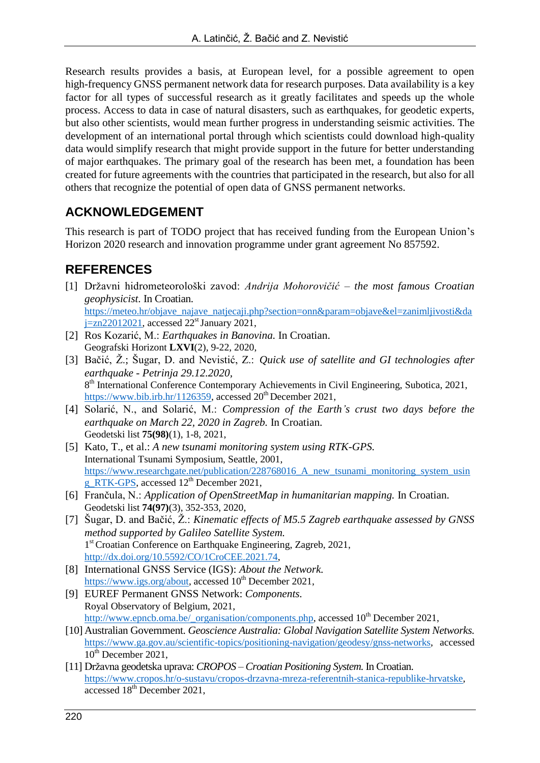Research results provides a basis, at European level, for a possible agreement to open high-frequency GNSS permanent network data for research purposes. Data availability is a key factor for all types of successful research as it greatly facilitates and speeds up the whole process. Access to data in case of natural disasters, such as earthquakes, for geodetic experts, but also other scientists, would mean further progress in understanding seismic activities. The development of an international portal through which scientists could download high-quality data would simplify research that might provide support in the future for better understanding of major earthquakes. The primary goal of the research has been met, a foundation has been created for future agreements with the countries that participated in the research, but also for all others that recognize the potential of open data of GNSS permanent networks.

## ACKNOWLEDGEMENT

This research is part of TODO project that has received funding from the European Union's Horizon 2020 research and innovation programme under grant agreement No 857592.

## REFERENCES

[1] Državni hidrometeorološki zavod: *Andrija Mohorovičić – the most famous Croatian geophysicist.* In Croatian. https://meteo.hr/objave_najave_natjecaji.php?section=onn&param=objave&el=zanimljivosti&daj=zn22012021, accessed 22st January 2021,

[2] Ros Kozarić, M.: *Earthquakes in Banovina.* In Croatian. Geografski Horizont **LXVI**(2), 9-22, 2020,

[3] Bačić, Ž.; Šugar, D. and Nevistić, Z.: *Quick use of satellite and GI technologies after earthquake - Petrinja 29.12.2020,* 8th International Conference Contemporary Achievements in Civil Engineering, Subotica, 2021, https://www.bib.irb.hr/1126359, accessed 20th December 2021,

[4] Solarić, N., and Solarić, M.: *Compression of the Earth's crust two days before the earthquake on March 22, 2020 in Zagreb.* In Croatian. Geodetski list **75(98)**(1), 1-8, 2021,

[5] Kato, T., et al.: *A new tsunami monitoring system using RTK-GPS.* International Tsunami Symposium, Seattle, 2001, https://www.researchgate.net/publication/228768016_A_new_tsunami_monitoring_system_using_RTK-GPS, accessed 12th December 2021,

[6] Frančula, N.: *Application of OpenStreetMap in humanitarian mapping.* In Croatian. Geodetski list **74(97)**(3), 352-353, 2020,

[7] Šugar, D. and Bačić, Ž.: *Kinematic effects of M5.5 Zagreb earthquake assessed by GNSS method supported by Galileo Satellite System.* 1st Croatian Conference on Earthquake Engineering, Zagreb, 2021, http://dx.doi.org/10.5592/CO/1CroCEE.2021.74,

[8] International GNSS Service (IGS): *About the Network.* https://www.igs.org/about, accessed 10th December 2021,

[9] EUREF Permanent GNSS Network: *Components.* Royal Observatory of Belgium, 2021, http://www.epncb.oma.be/_organisation/components.php, accessed 10th December 2021,

[10] Australian Government. *Geoscience Australia: Global Navigation Satellite System Networks.* https://www.ga.gov.au/scientific-topics/positioning-navigation/geodesy/gnss-networks, accessed 10th December 2021,

[11] Državna geodetska uprava: *CROPOS – Croatian Positioning System.* In Croatian. https://www.cropos.hr/o-sustavu/cropos-drzavna-mreza-referentnih-stanica-republike-hrvatske, accessed 18th December 2021,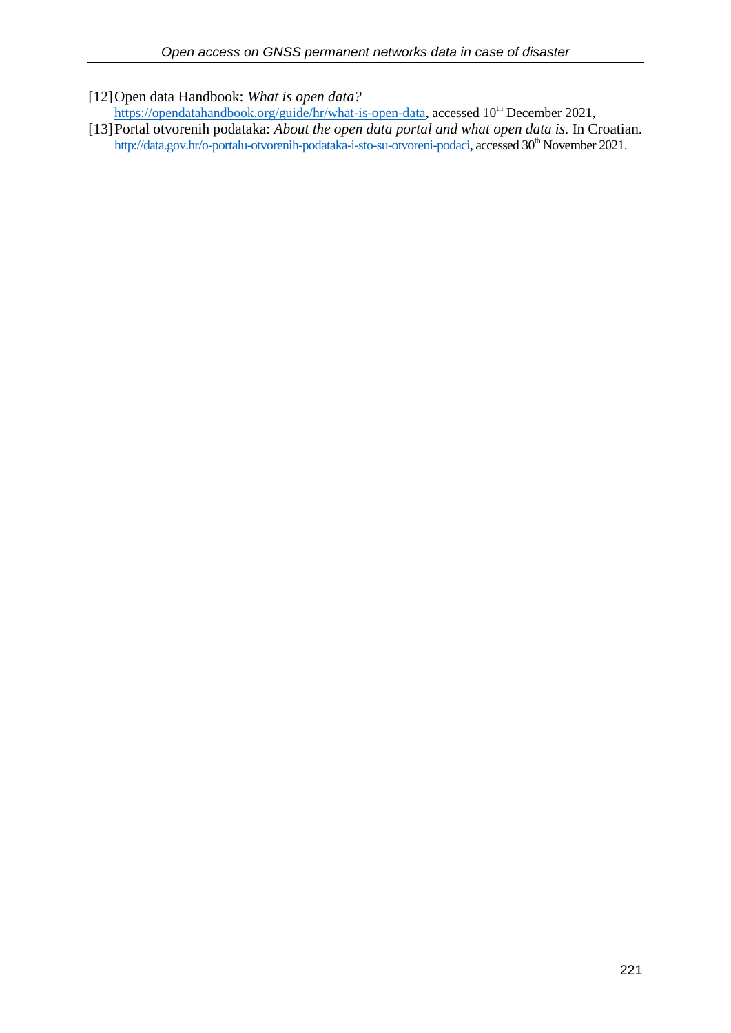[12] Open data Handbook: *What is open data?* https://opendatahandbook.org/guide/hr/what-is-open-data, accessed 10th December 2021,

[13] Portal otvorenih podataka: *About the open data portal and what open data is*. In Croatian. http://data.gov.hr/o-portalu-otvorenih-podataka-i-sto-su-otvoreni-podaci, accessed 30th November 2021.